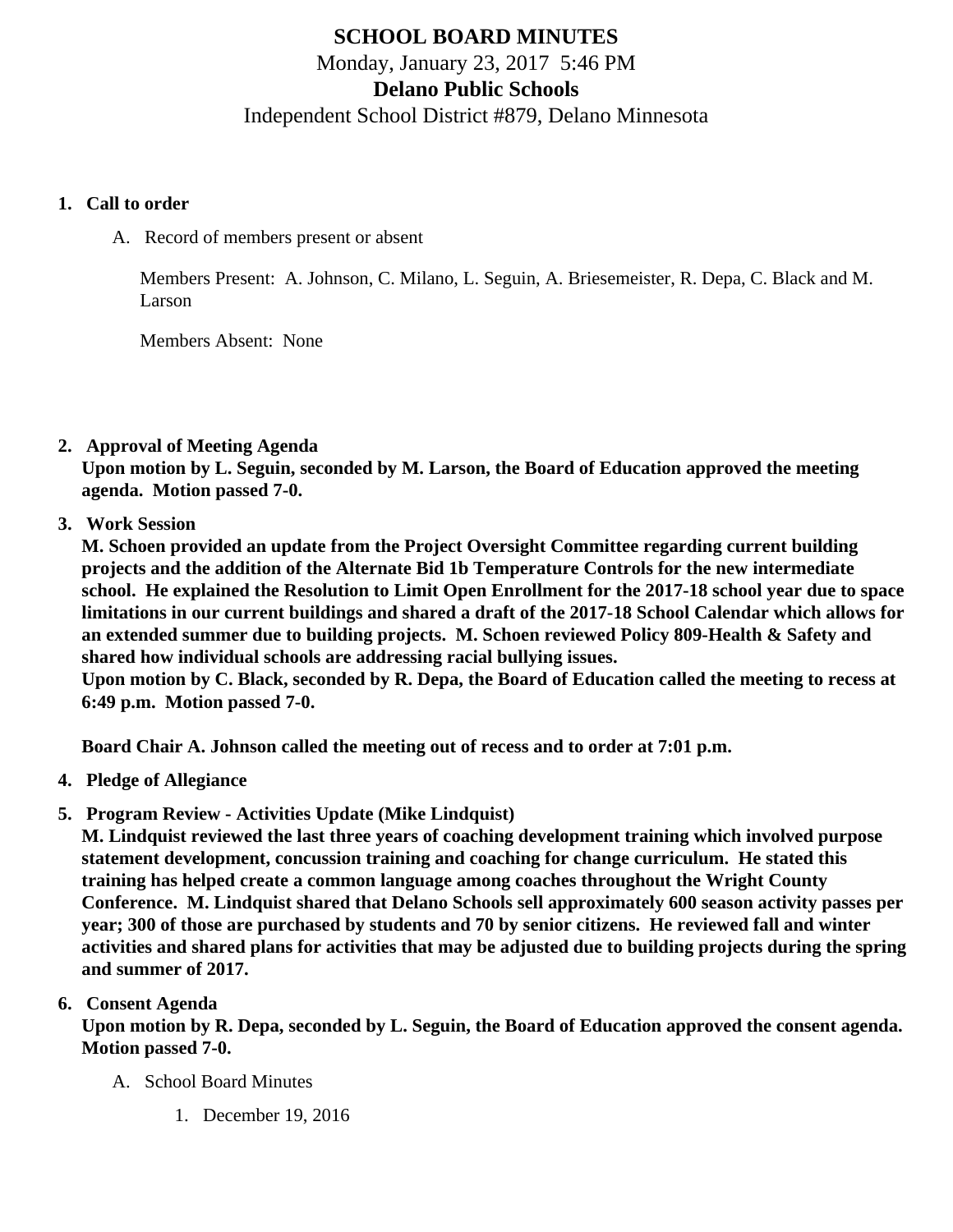# SCHOOL BOARD MINUTES

Monday, January 23, 2017 5:46 PM

**Delano Public Schools**

Independent School District #879, Delano Minnesota

1. **Call to order**

    A. Record of members present or absent

    Members Present: A. Johnson, C. Milano, L. Seguin, A. Briesemeister, R. Depa, C. Black and M. Larson

    Members Absent: None

2. **Approval of Meeting Agenda**
   **Upon motion by L. Seguin, seconded by M. Larson, the Board of Education approved the meeting agenda. Motion passed 7-0.**

3. **Work Session**
   **M. Schoen provided an update from the Project Oversight Committee regarding current building projects and the addition of the Alternate Bid 1b Temperature Controls for the new intermediate school. He explained the Resolution to Limit Open Enrollment for the 2017-18 school year due to space limitations in our current buildings and shared a draft of the 2017-18 School Calendar which allows for an extended summer due to building projects. M. Schoen reviewed Policy 809-Health & Safety and shared how individual schools are addressing racial bullying issues.**
   **Upon motion by C. Black, seconded by R. Depa, the Board of Education called the meeting to recess at 6:49 p.m. Motion passed 7-0.**

   **Board Chair A. Johnson called the meeting out of recess and to order at 7:01 p.m.**

4. **Pledge of Allegiance**

5. **Program Review - Activities Update (Mike Lindquist)**
   **M. Lindquist reviewed the last three years of coaching development training which involved purpose statement development, concussion training and coaching for change curriculum. He stated this training has helped create a common language among coaches throughout the Wright County Conference. M. Lindquist shared that Delano Schools sell approximately 600 season activity passes per year; 300 of those are purchased by students and 70 by senior citizens. He reviewed fall and winter activities and shared plans for activities that may be adjusted due to building projects during the spring and summer of 2017.**

6. **Consent Agenda**
   **Upon motion by R. Depa, seconded by L. Seguin, the Board of Education approved the consent agenda. Motion passed 7-0.**

    A. School Board Minutes

      1. December 19, 2016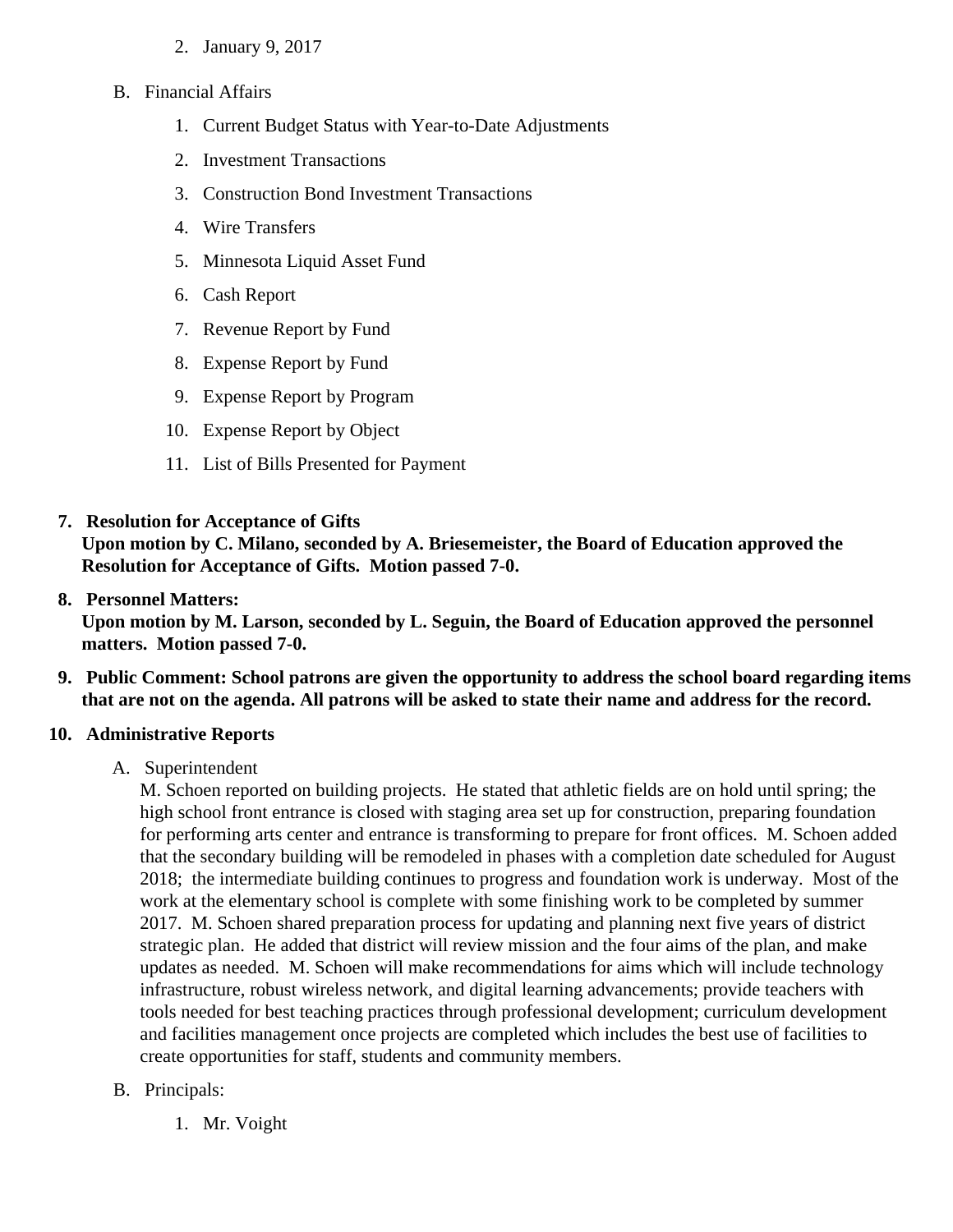2. January 9, 2017

B. Financial Affairs

   1. Current Budget Status with Year-to-Date Adjustments
   2. Investment Transactions
   3. Construction Bond Investment Transactions
   4. Wire Transfers
   5. Minnesota Liquid Asset Fund
   6. Cash Report
   7. Revenue Report by Fund
   8. Expense Report by Fund
   9. Expense Report by Program
   10. Expense Report by Object
   11. List of Bills Presented for Payment

7. **Resolution for Acceptance of Gifts**
   **Upon motion by C. Milano, seconded by A. Briesemeister, the Board of Education approved the Resolution for Acceptance of Gifts. Motion passed 7-0.**

8. **Personnel Matters:**
   **Upon motion by M. Larson, seconded by L. Seguin, the Board of Education approved the personnel matters. Motion passed 7-0.**

9. **Public Comment: School patrons are given the opportunity to address the school board regarding items that are not on the agenda. All patrons will be asked to state their name and address for the record.**

10. **Administrative Reports**

    A. Superintendent
    M. Schoen reported on building projects. He stated that athletic fields are on hold until spring; the high school front entrance is closed with staging area set up for construction, preparing foundation for performing arts center and entrance is transforming to prepare for front offices. M. Schoen added that the secondary building will be remodeled in phases with a completion date scheduled for August 2018; the intermediate building continues to progress and foundation work is underway. Most of the work at the elementary school is complete with some finishing work to be completed by summer 2017. M. Schoen shared preparation process for updating and planning next five years of district strategic plan. He added that district will review mission and the four aims of the plan, and make updates as needed. M. Schoen will make recommendations for aims which will include technology infrastructure, robust wireless network, and digital learning advancements; provide teachers with tools needed for best teaching practices through professional development; curriculum development and facilities management once projects are completed which includes the best use of facilities to create opportunities for staff, students and community members.

    B. Principals:

       1. Mr. Voight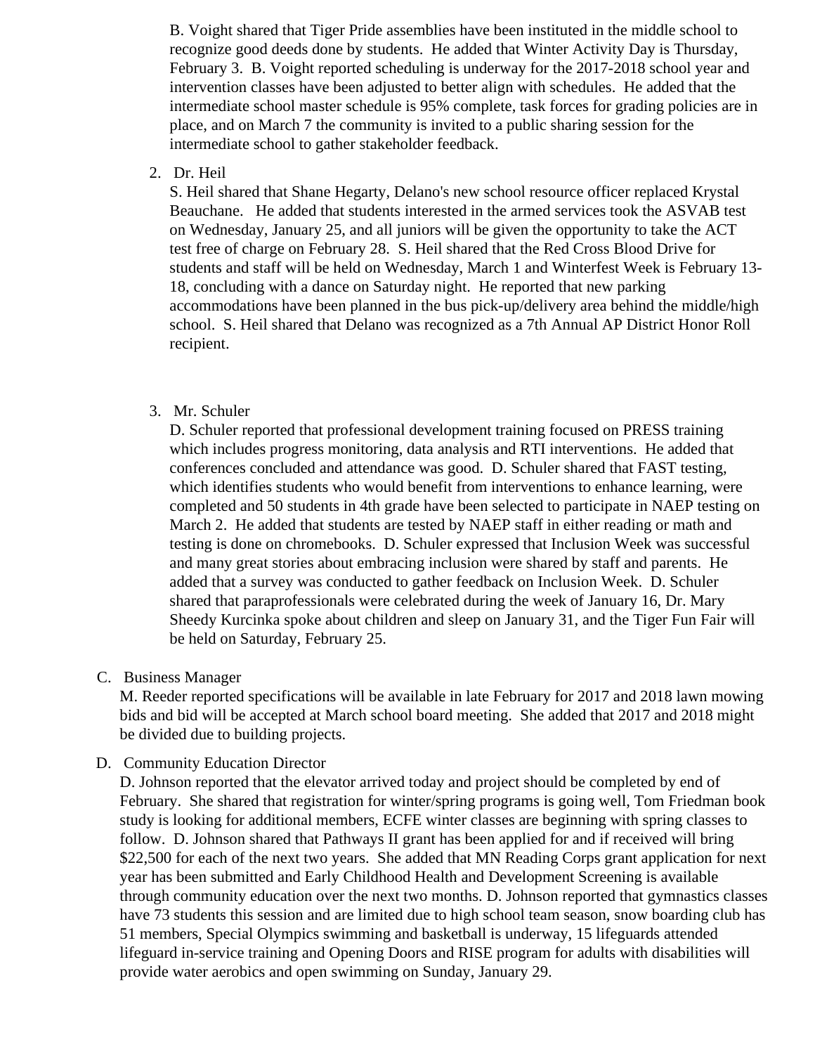B. Voight shared that Tiger Pride assemblies have been instituted in the middle school to recognize good deeds done by students. He added that Winter Activity Day is Thursday, February 3. B. Voight reported scheduling is underway for the 2017-2018 school year and intervention classes have been adjusted to better align with schedules. He added that the intermediate school master schedule is 95% complete, task forces for grading policies are in place, and on March 7 the community is invited to a public sharing session for the intermediate school to gather stakeholder feedback.

2. Dr. Heil

   S. Heil shared that Shane Hegarty, Delano's new school resource officer replaced Krystal Beauchane. He added that students interested in the armed services took the ASVAB test on Wednesday, January 25, and all juniors will be given the opportunity to take the ACT test free of charge on February 28. S. Heil shared that the Red Cross Blood Drive for students and staff will be held on Wednesday, March 1 and Winterfest Week is February 13-18, concluding with a dance on Saturday night. He reported that new parking accommodations have been planned in the bus pick-up/delivery area behind the middle/high school. S. Heil shared that Delano was recognized as a 7th Annual AP District Honor Roll recipient.

3. Mr. Schuler

   D. Schuler reported that professional development training focused on PRESS training which includes progress monitoring, data analysis and RTI interventions. He added that conferences concluded and attendance was good. D. Schuler shared that FAST testing, which identifies students who would benefit from interventions to enhance learning, were completed and 50 students in 4th grade have been selected to participate in NAEP testing on March 2. He added that students are tested by NAEP staff in either reading or math and testing is done on chromebooks. D. Schuler expressed that Inclusion Week was successful and many great stories about embracing inclusion were shared by staff and parents. He added that a survey was conducted to gather feedback on Inclusion Week. D. Schuler shared that paraprofessionals were celebrated during the week of January 16, Dr. Mary Sheedy Kurcinka spoke about children and sleep on January 31, and the Tiger Fun Fair will be held on Saturday, February 25.

C. Business Manager

   M. Reeder reported specifications will be available in late February for 2017 and 2018 lawn mowing bids and bid will be accepted at March school board meeting. She added that 2017 and 2018 might be divided due to building projects.

D. Community Education Director

   D. Johnson reported that the elevator arrived today and project should be completed by end of February. She shared that registration for winter/spring programs is going well, Tom Friedman book study is looking for additional members, ECFE winter classes are beginning with spring classes to follow. D. Johnson shared that Pathways II grant has been applied for and if received will bring $22,500 for each of the next two years. She added that MN Reading Corps grant application for next year has been submitted and Early Childhood Health and Development Screening is available through community education over the next two months. D. Johnson reported that gymnastics classes have 73 students this session and are limited due to high school team season, snow boarding club has 51 members, Special Olympics swimming and basketball is underway, 15 lifeguards attended lifeguard in-service training and Opening Doors and RISE program for adults with disabilities will provide water aerobics and open swimming on Sunday, January 29.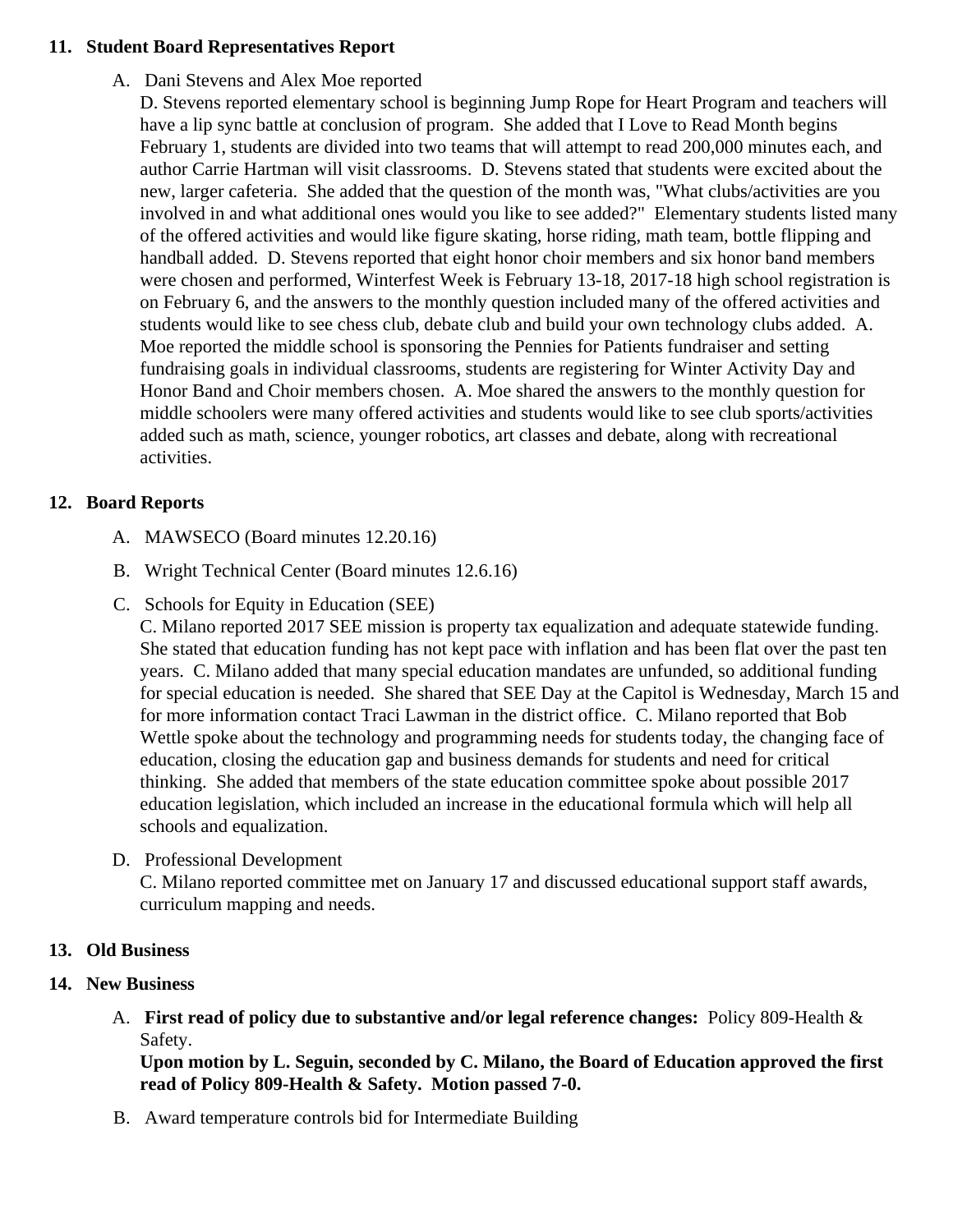11. **Student Board Representatives Report**

    A. Dani Stevens and Alex Moe reported
    D. Stevens reported elementary school is beginning Jump Rope for Heart Program and teachers will have a lip sync battle at conclusion of program. She added that I Love to Read Month begins February 1, students are divided into two teams that will attempt to read 200,000 minutes each, and author Carrie Hartman will visit classrooms. D. Stevens stated that students were excited about the new, larger cafeteria. She added that the question of the month was, "What clubs/activities are you involved in and what additional ones would you like to see added?" Elementary students listed many of the offered activities and would like figure skating, horse riding, math team, bottle flipping and handball added. D. Stevens reported that eight honor choir members and six honor band members were chosen and performed, Winterfest Week is February 13-18, 2017-18 high school registration is on February 6, and the answers to the monthly question included many of the offered activities and students would like to see chess club, debate club and build your own technology clubs added. A. Moe reported the middle school is sponsoring the Pennies for Patients fundraiser and setting fundraising goals in individual classrooms, students are registering for Winter Activity Day and Honor Band and Choir members chosen. A. Moe shared the answers to the monthly question for middle schoolers were many offered activities and students would like to see club sports/activities added such as math, science, younger robotics, art classes and debate, along with recreational activities.

12. **Board Reports**

    A. MAWSECO (Board minutes 12.20.16)

    B. Wright Technical Center (Board minutes 12.6.16)

    C. Schools for Equity in Education (SEE)
    C. Milano reported 2017 SEE mission is property tax equalization and adequate statewide funding. She stated that education funding has not kept pace with inflation and has been flat over the past ten years. C. Milano added that many special education mandates are unfunded, so additional funding for special education is needed. She shared that SEE Day at the Capitol is Wednesday, March 15 and for more information contact Traci Lawman in the district office. C. Milano reported that Bob Wettle spoke about the technology and programming needs for students today, the changing face of education, closing the education gap and business demands for students and need for critical thinking. She added that members of the state education committee spoke about possible 2017 education legislation, which included an increase in the educational formula which will help all schools and equalization.

    D. Professional Development
    C. Milano reported committee met on January 17 and discussed educational support staff awards, curriculum mapping and needs.

13. **Old Business**

14. **New Business**

    A. **First read of policy due to substantive and/or legal reference changes:** Policy 809-Health & Safety.
    **Upon motion by L. Seguin, seconded by C. Milano, the Board of Education approved the first read of Policy 809-Health & Safety. Motion passed 7-0.**

    B. Award temperature controls bid for Intermediate Building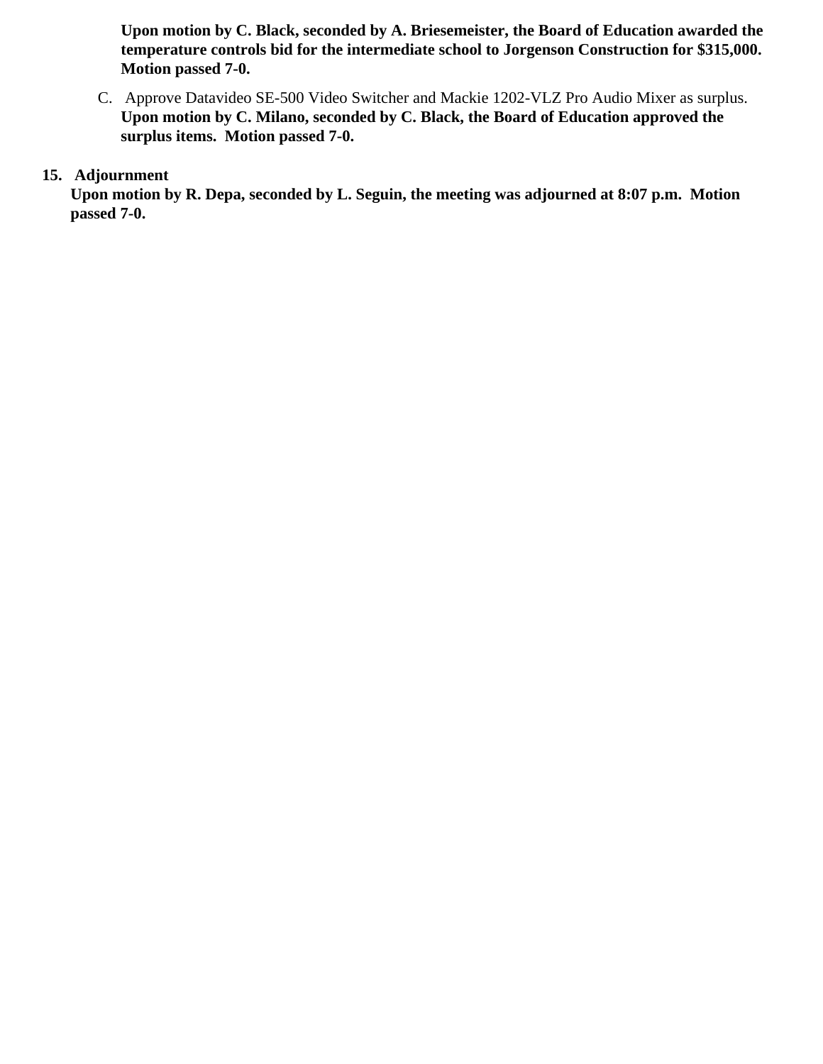**Upon motion by C. Black, seconded by A. Briesemeister, the Board of Education awarded the temperature controls bid for the intermediate school to Jorgenson Construction for $315,000. Motion passed 7-0.**

C. Approve Datavideo SE-500 Video Switcher and Mackie 1202-VLZ Pro Audio Mixer as surplus.
**Upon motion by C. Milano, seconded by C. Black, the Board of Education approved the surplus items. Motion passed 7-0.**

**15. Adjournment**
**Upon motion by R. Depa, seconded by L. Seguin, the meeting was adjourned at 8:07 p.m. Motion passed 7-0.**